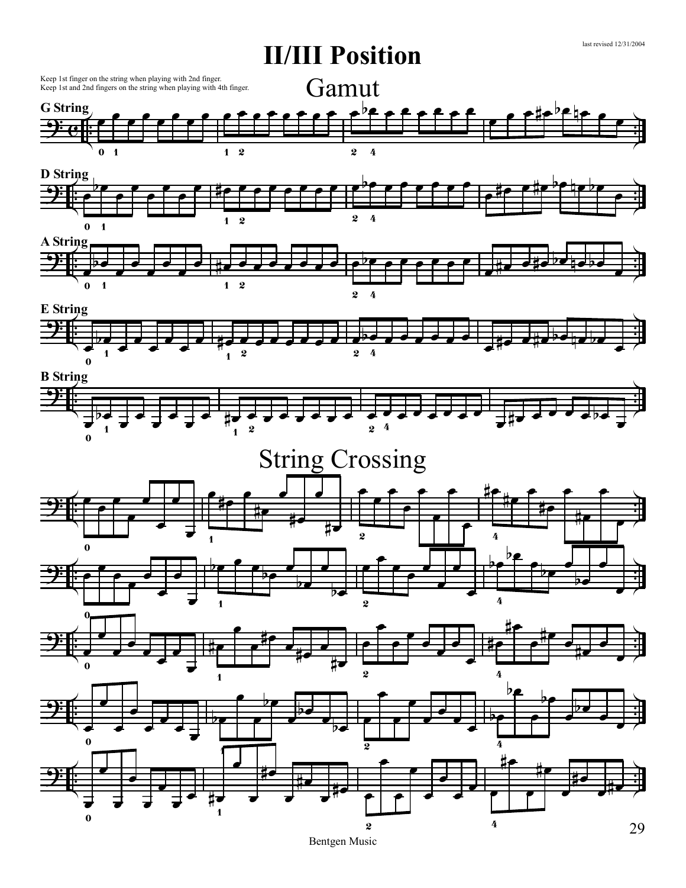last revised 12/31/2004

# II/III Position

Keep 1st finger on the string when playing with 2nd finger.
Keep 1st and 2nd fingers on the string when playing with 4th finger.

## Gamut

**G String**

**D String**

**A String**

**E String**

**B String**

## String Crossing

Bentgen Music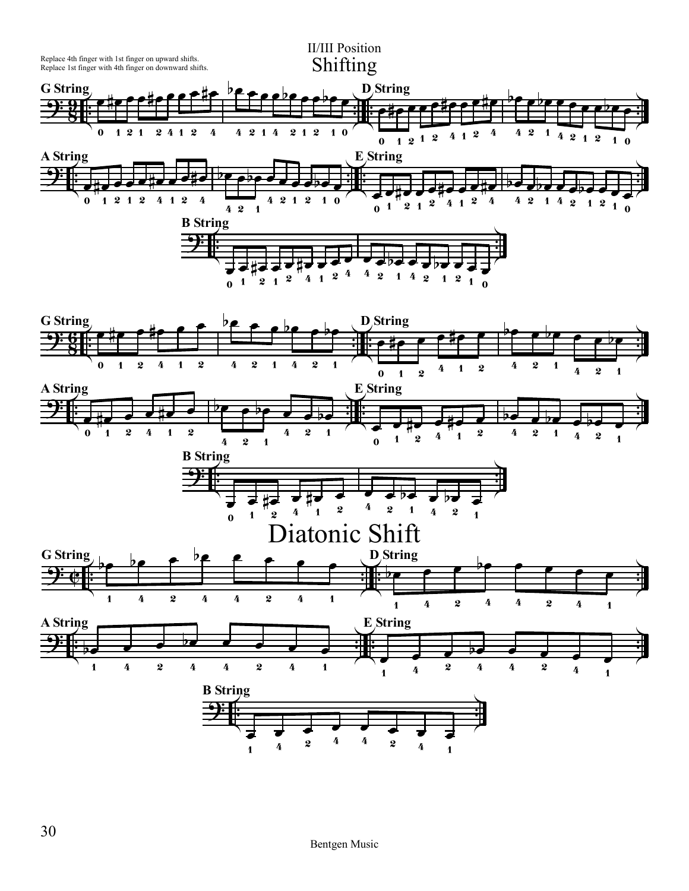Replace 4th finger with 1st finger on upward shifts.
Replace 1st finger with 4th finger on downward shifts.

II/III Position

# Shifting

G String

D String

A String

E String

B String

G String

D String

A String

E String

B String

# Diatonic Shift

G String

D String

A String

E String

B String

Bentgen Music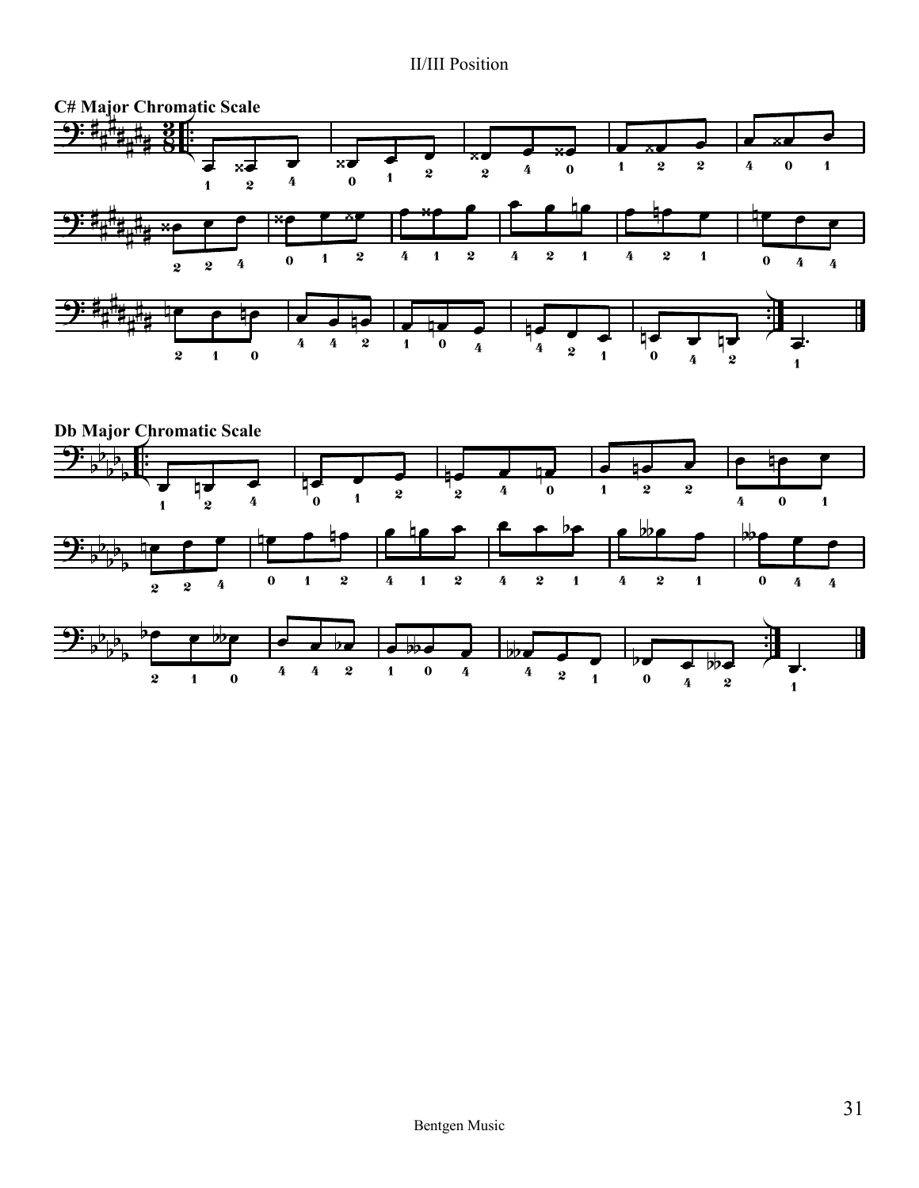## C# Major Chromatic Scale

## Db Major Chromatic Scale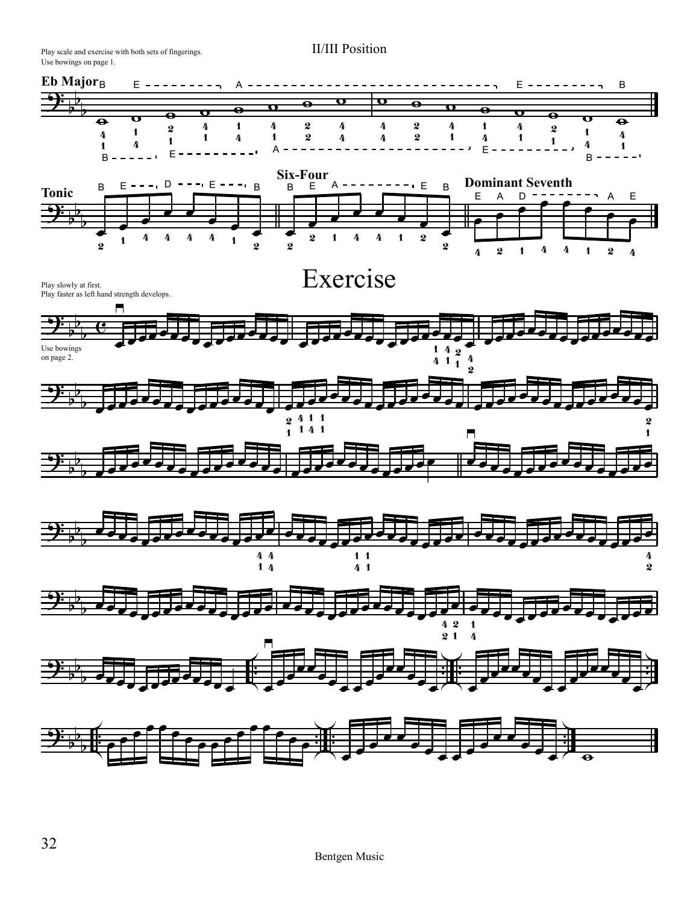Play scale and exercise with both sets of fingerings.
Use bowings on page 1.

# II/III Position

## Eb Major

**Tonic**

**Six-Four**

**Dominant Seventh**

# Exercise

Play slowly at first.
Play faster as left hand strength develops.

Use bowings on page 2.

Bentgen Music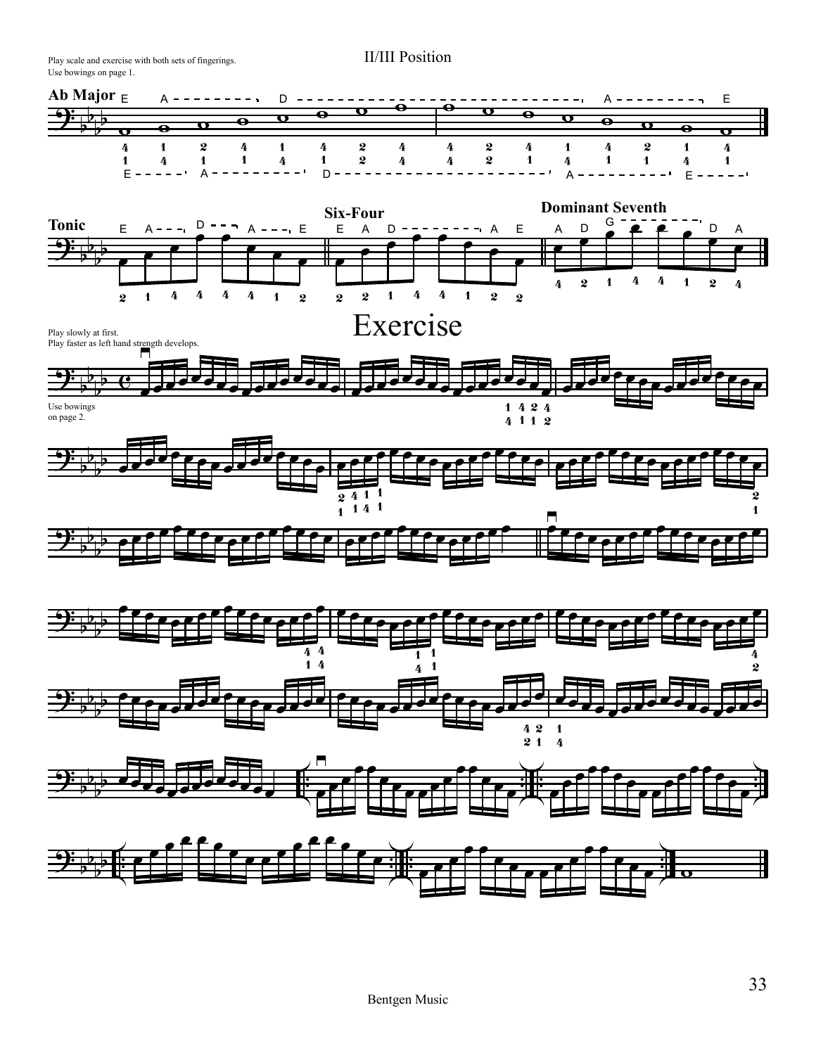Play scale and exercise with both sets of fingerings.
Use bowings on page 1.

# II/III Position

## Ab Major

### Tonic

### Six-Four

### Dominant Seventh

# Exercise

Play slowly at first.
Play faster as left hand strength develops.

Use bowings on page 2.

Bentgen Music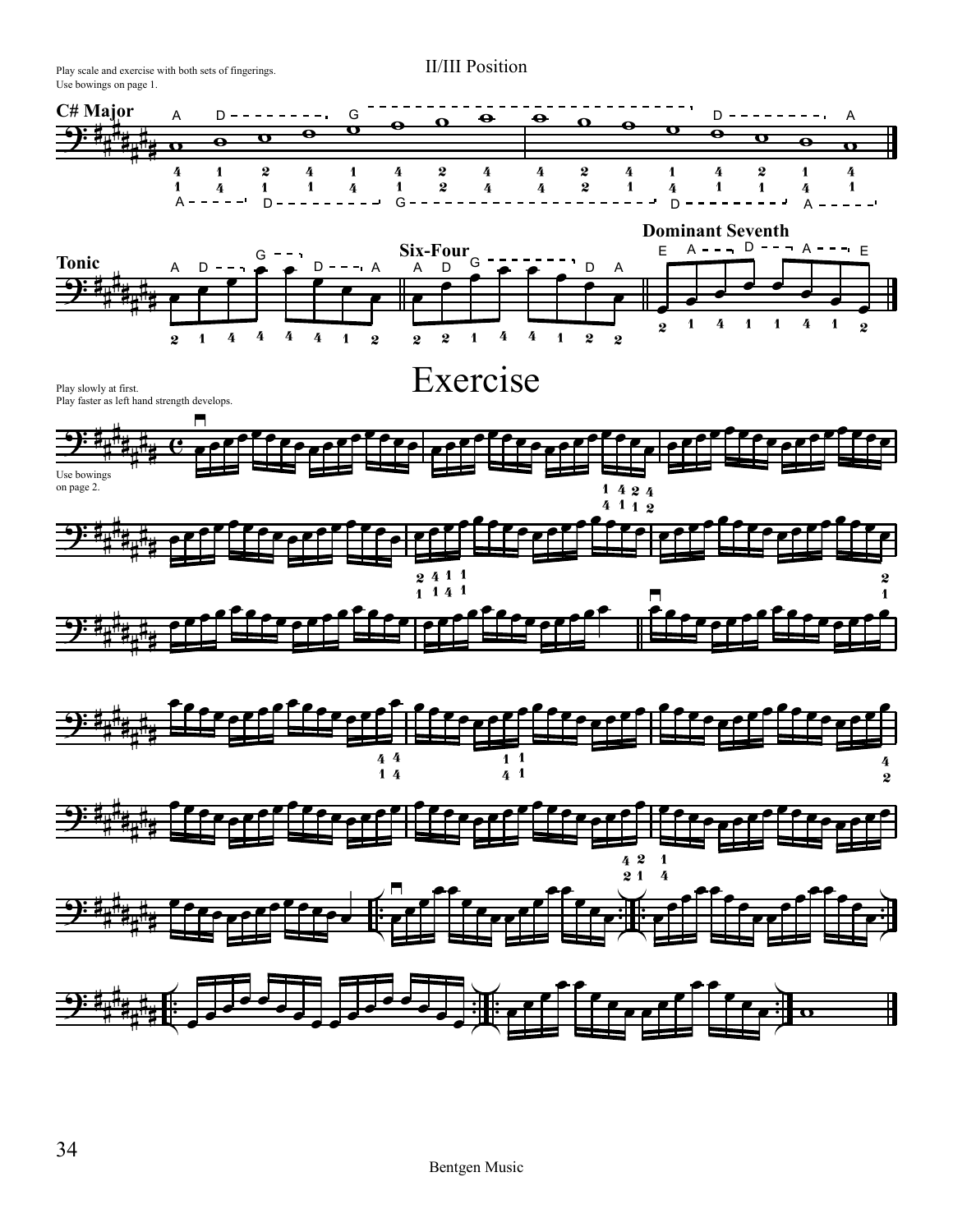Play scale and exercise with both sets of fingerings.
Use bowings on page 1.

# II/III Position

## C# Major

### Tonic

### Six-Four

### Dominant Seventh

# Exercise

Play slowly at first.
Play faster as left hand strength develops.

Use bowings on page 2.

Bentgen Music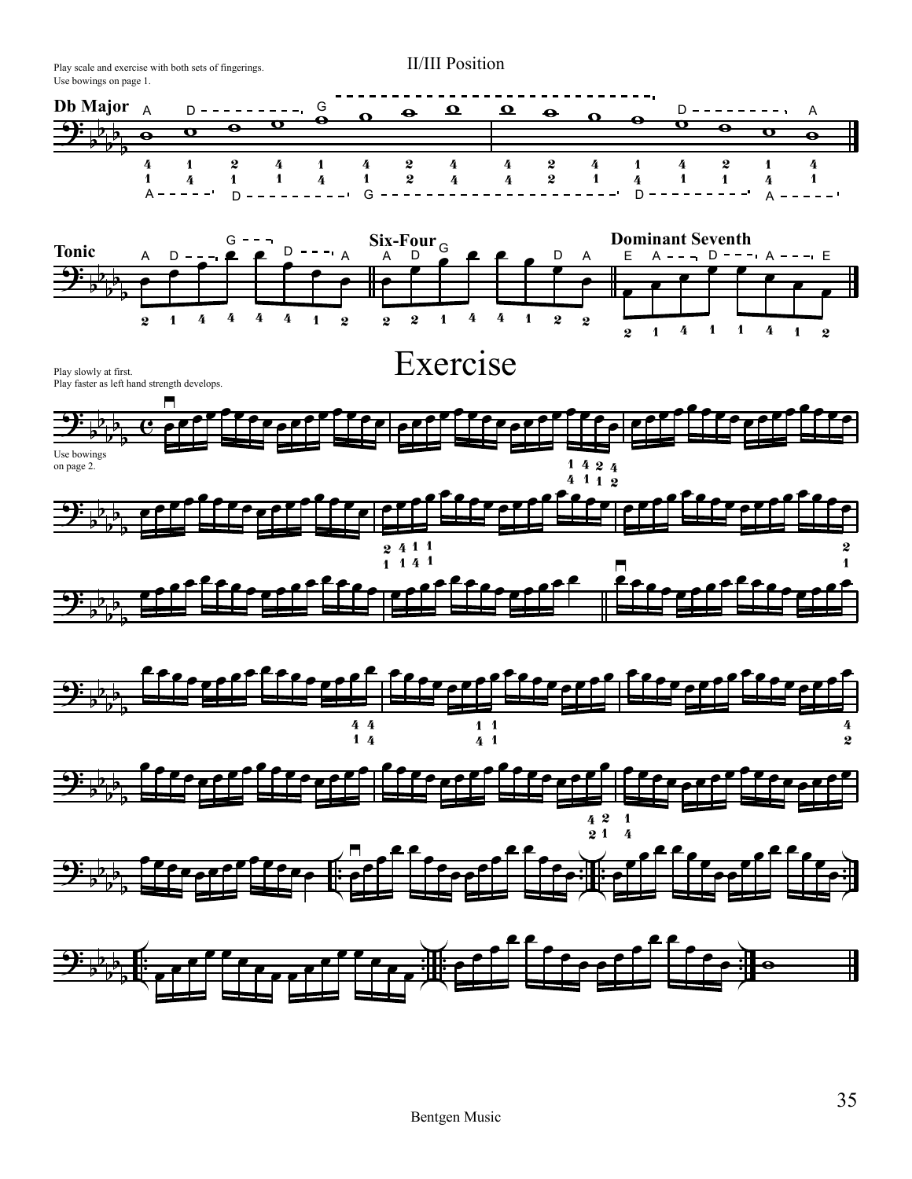Play scale and exercise with both sets of fingerings.
Use bowings on page 1.

# II/III Position

**Db Major**

**Tonic**

**Six-Four**

**Dominant Seventh**

# Exercise

Play slowly at first.
Play faster as left hand strength develops.

Use bowings on page 2.

Bentgen Music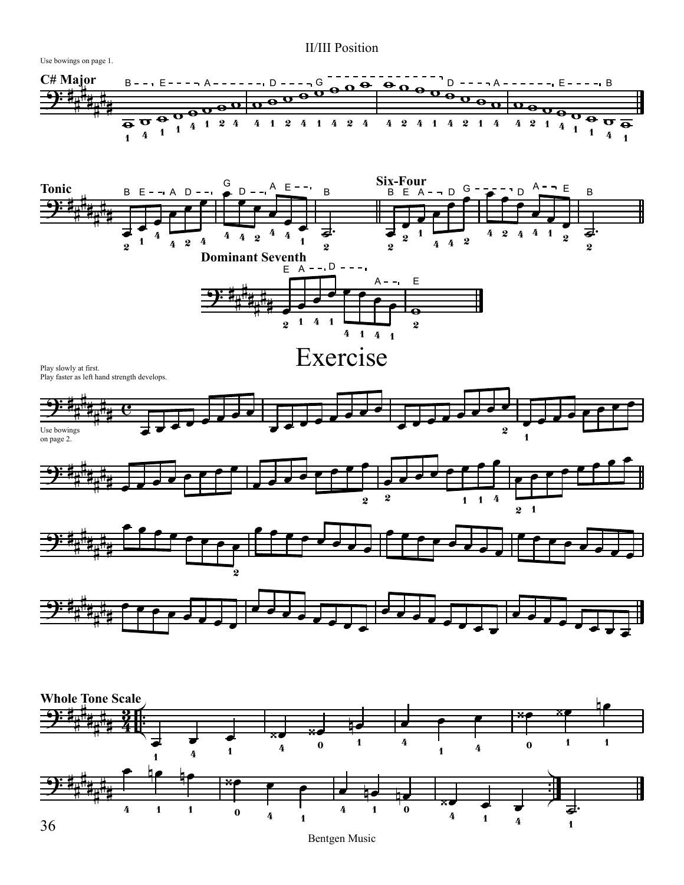## II/III Position

Use bowings on page 1.

### C# Major

### Tonic

### Six-Four

### Dominant Seventh

# Exercise

Play slowly at first.
Play faster as left hand strength develops.

Use bowings on page 2.

### Whole Tone Scale

Bentgen Music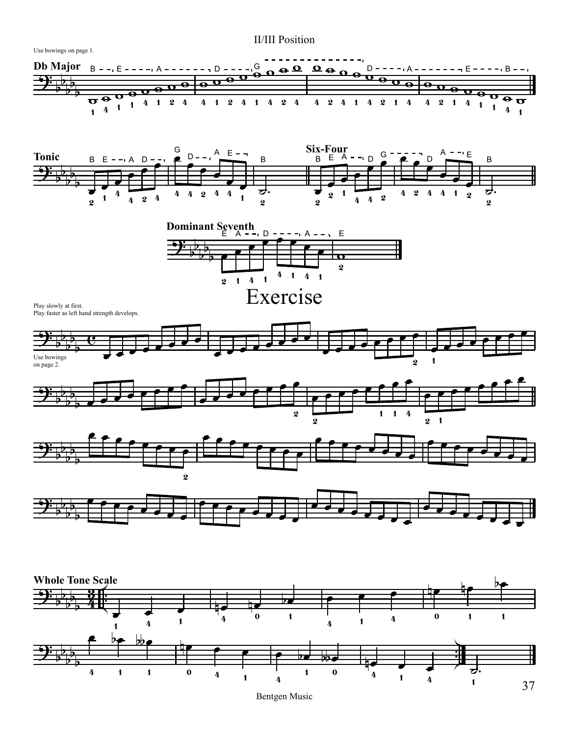# II/III Position

Use bowings on page 1.

**Db Major**

**Tonic**

**Six-Four**

**Dominant Seventh**

# Exercise

Play slowly at first.
Play faster as left hand strength develops.

Use bowings on page 2.

**Whole Tone Scale**

Bentgen Music